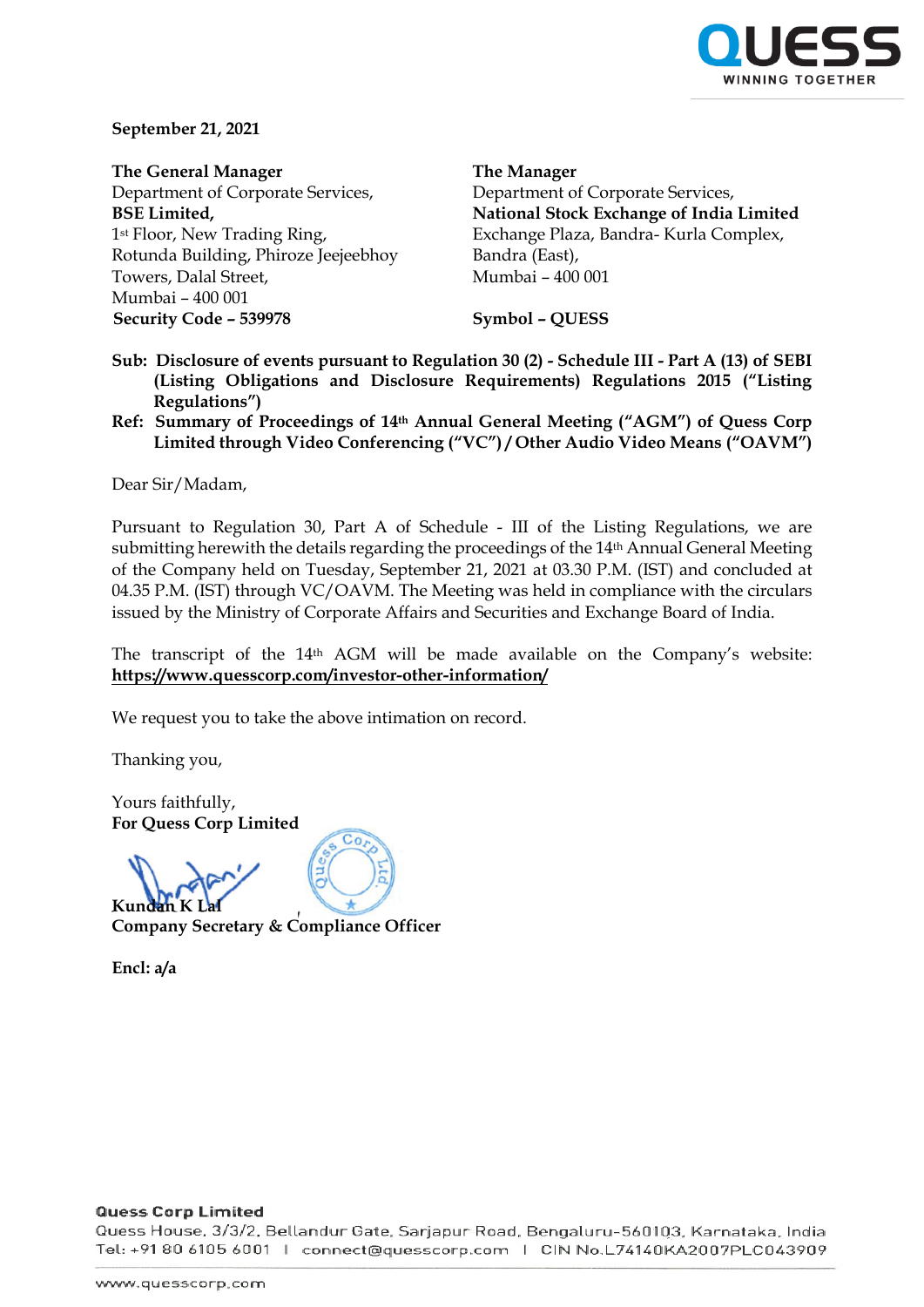**September 21, 2021**

**The General Manager**
Department of Corporate Services,
**BSE Limited,**
1st Floor, New Trading Ring,
Rotunda Building, Phiroze Jeejeebhoy
Towers, Dalal Street,
Mumbai – 400 001
**Security Code – 539978**

**The Manager**
Department of Corporate Services,
**National Stock Exchange of India Limited**
Exchange Plaza, Bandra- Kurla Complex,
Bandra (East),
Mumbai – 400 001

**Symbol – QUESS**

**Sub: Disclosure of events pursuant to Regulation 30 (2) - Schedule III - Part A (13) of SEBI (Listing Obligations and Disclosure Requirements) Regulations 2015 ("Listing Regulations")**

**Ref: Summary of Proceedings of 14th Annual General Meeting ("AGM") of Quess Corp Limited through Video Conferencing ("VC") / Other Audio Video Means ("OAVM")**

Dear Sir/Madam,

Pursuant to Regulation 30, Part A of Schedule - III of the Listing Regulations, we are submitting herewith the details regarding the proceedings of the 14th Annual General Meeting of the Company held on Tuesday, September 21, 2021 at 03.30 P.M. (IST) and concluded at 04.35 P.M. (IST) through VC/OAVM. The Meeting was held in compliance with the circulars issued by the Ministry of Corporate Affairs and Securities and Exchange Board of India.

The transcript of the 14th AGM will be made available on the Company's website: **https://www.quesscorp.com/investor-other-information/**

We request you to take the above intimation on record.

Thanking you,

Yours faithfully,
**For Quess Corp Limited**

**Kundan K Lal**
**Company Secretary & Compliance Officer**

**Encl: a/a**

**Quess Corp Limited**
Quess House, 3/3/2, Bellandur Gate, Sarjapur Road, Bengaluru-560103, Karnataka, India
Tel: +91 80 6105 6001 | connect@quesscorp.com | CIN No.L74140KA2007PLC043909

www.quesscorp.com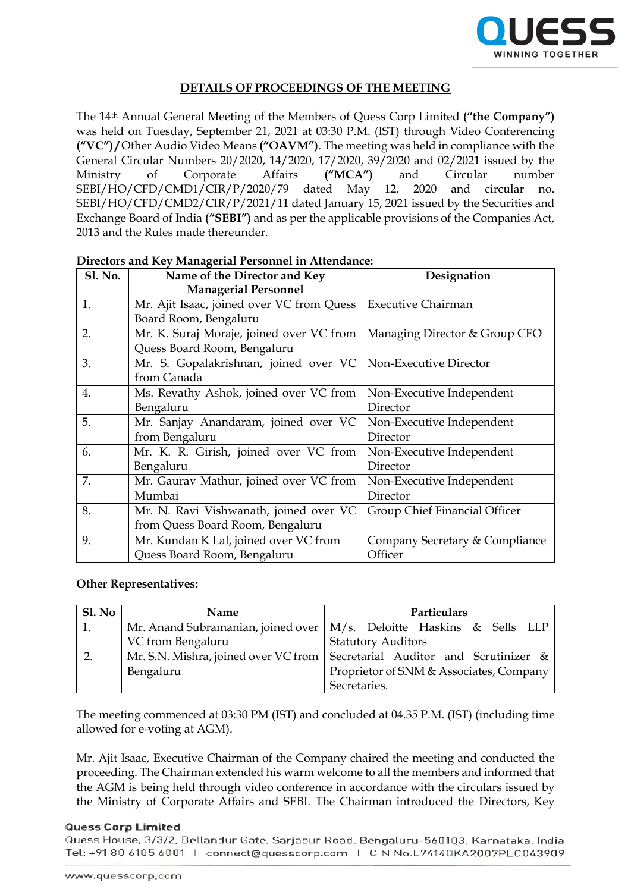## DETAILS OF PROCEEDINGS OF THE MEETING

The 14th Annual General Meeting of the Members of Quess Corp Limited **("the Company")** was held on Tuesday, September 21, 2021 at 03:30 P.M. (IST) through Video Conferencing **("VC")/**Other Audio Video Means **("OAVM")**. The meeting was held in compliance with the General Circular Numbers 20/2020, 14/2020, 17/2020, 39/2020 and 02/2021 issued by the Ministry of Corporate Affairs **("MCA")** and Circular number SEBI/HO/CFD/CMD1/CIR/P/2020/79 dated May 12, 2020 and circular no. SEBI/HO/CFD/CMD2/CIR/P/2021/11 dated January 15, 2021 issued by the Securities and Exchange Board of India **("SEBI")** and as per the applicable provisions of the Companies Act, 2013 and the Rules made thereunder.

**Directors and Key Managerial Personnel in Attendance:**

| Sl. No. | Name of the Director and Key Managerial Personnel | Designation |
|---|---|---|
| 1. | Mr. Ajit Isaac, joined over VC from Quess Board Room, Bengaluru | Executive Chairman |
| 2. | Mr. K. Suraj Moraje, joined over VC from Quess Board Room, Bengaluru | Managing Director & Group CEO |
| 3. | Mr. S. Gopalakrishnan, joined over VC from Canada | Non-Executive Director |
| 4. | Ms. Revathy Ashok, joined over VC from Bengaluru | Non-Executive Independent Director |
| 5. | Mr. Sanjay Anandaram, joined over VC from Bengaluru | Non-Executive Independent Director |
| 6. | Mr. K. R. Girish, joined over VC from Bengaluru | Non-Executive Independent Director |
| 7. | Mr. Gaurav Mathur, joined over VC from Mumbai | Non-Executive Independent Director |
| 8. | Mr. N. Ravi Vishwanath, joined over VC from Quess Board Room, Bengaluru | Group Chief Financial Officer |
| 9. | Mr. Kundan K Lal, joined over VC from Quess Board Room, Bengaluru | Company Secretary & Compliance Officer |

**Other Representatives:**

| Sl. No | Name | Particulars |
|---|---|---|
| 1. | Mr. Anand Subramanian, joined over VC from Bengaluru | M/s. Deloitte Haskins & Sells LLP Statutory Auditors |
| 2. | Mr. S.N. Mishra, joined over VC from Bengaluru | Secretarial Auditor and Scrutinizer & Proprietor of SNM & Associates, Company Secretaries. |

The meeting commenced at 03:30 PM (IST) and concluded at 04.35 P.M. (IST) (including time allowed for e-voting at AGM).

Mr. Ajit Isaac, Executive Chairman of the Company chaired the meeting and conducted the proceeding. The Chairman extended his warm welcome to all the members and informed that the AGM is being held through video conference in accordance with the circulars issued by the Ministry of Corporate Affairs and SEBI. The Chairman introduced the Directors, Key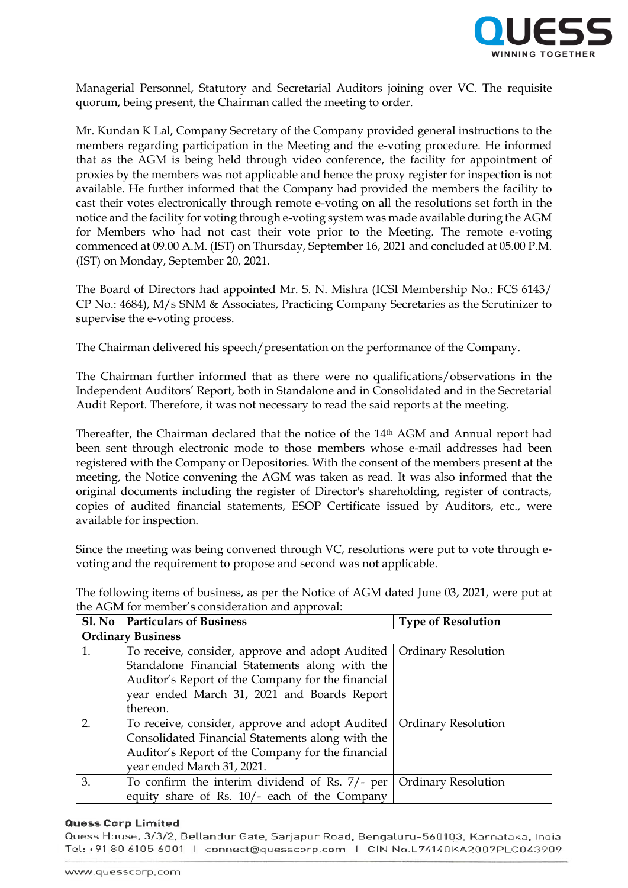Managerial Personnel, Statutory and Secretarial Auditors joining over VC. The requisite quorum, being present, the Chairman called the meeting to order.

Mr. Kundan K Lal, Company Secretary of the Company provided general instructions to the members regarding participation in the Meeting and the e-voting procedure. He informed that as the AGM is being held through video conference, the facility for appointment of proxies by the members was not applicable and hence the proxy register for inspection is not available. He further informed that the Company had provided the members the facility to cast their votes electronically through remote e-voting on all the resolutions set forth in the notice and the facility for voting through e-voting system was made available during the AGM for Members who had not cast their vote prior to the Meeting. The remote e-voting commenced at 09.00 A.M. (IST) on Thursday, September 16, 2021 and concluded at 05.00 P.M. (IST) on Monday, September 20, 2021.

The Board of Directors had appointed Mr. S. N. Mishra (ICSI Membership No.: FCS 6143/ CP No.: 4684), M/s SNM & Associates, Practicing Company Secretaries as the Scrutinizer to supervise the e-voting process.

The Chairman delivered his speech/presentation on the performance of the Company.

The Chairman further informed that as there were no qualifications/observations in the Independent Auditors' Report, both in Standalone and in Consolidated and in the Secretarial Audit Report. Therefore, it was not necessary to read the said reports at the meeting.

Thereafter, the Chairman declared that the notice of the 14th AGM and Annual report had been sent through electronic mode to those members whose e-mail addresses had been registered with the Company or Depositories. With the consent of the members present at the meeting, the Notice convening the AGM was taken as read. It was also informed that the original documents including the register of Director's shareholding, register of contracts, copies of audited financial statements, ESOP Certificate issued by Auditors, etc., were available for inspection.

Since the meeting was being convened through VC, resolutions were put to vote through e-voting and the requirement to propose and second was not applicable.

The following items of business, as per the Notice of AGM dated June 03, 2021, were put at the AGM for member's consideration and approval:

| Sl. No | Particulars of Business | Type of Resolution |
|---|---|---|
| **Ordinary Business** | | |
| 1. | To receive, consider, approve and adopt Audited Standalone Financial Statements along with the Auditor's Report of the Company for the financial year ended March 31, 2021 and Boards Report thereon. | Ordinary Resolution |
| 2. | To receive, consider, approve and adopt Audited Consolidated Financial Statements along with the Auditor's Report of the Company for the financial year ended March 31, 2021. | Ordinary Resolution |
| 3. | To confirm the interim dividend of Rs. 7/- per equity share of Rs. 10/- each of the Company | Ordinary Resolution |

**Quess Corp Limited**
Quess House, 3/3/2, Bellandur Gate, Sarjapur Road, Bengaluru-560103, Karnataka, India
Tel: +91 80 6105 6001 | connect@quesscorp.com | CIN No.L74140KA2007PLC043909

www.quesscorp.com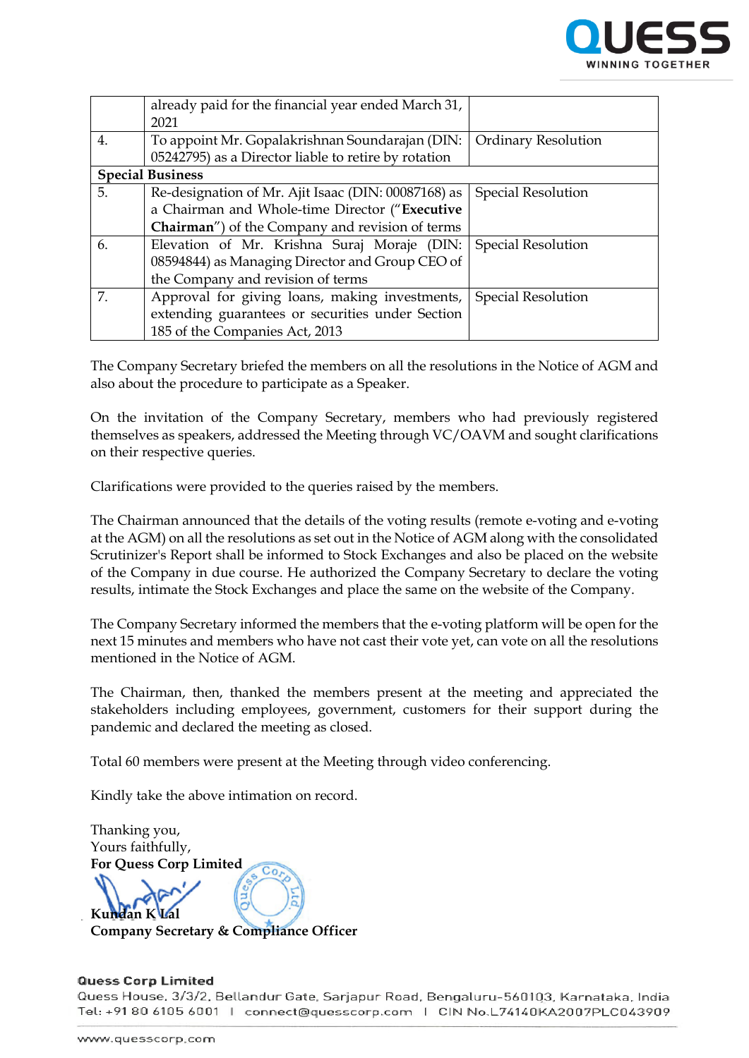| | | |
|---|---|---|
| | already paid for the financial year ended March 31, 2021 | |
| 4. | To appoint Mr. Gopalakrishnan Soundarajan (DIN: 05242795) as a Director liable to retire by rotation | Ordinary Resolution |
| **Special Business** | | |
| 5. | Re-designation of Mr. Ajit Isaac (DIN: 00087168) as a Chairman and Whole-time Director ("**Executive Chairman**") of the Company and revision of terms | Special Resolution |
| 6. | Elevation of Mr. Krishna Suraj Moraje (DIN: 08594844) as Managing Director and Group CEO of the Company and revision of terms | Special Resolution |
| 7. | Approval for giving loans, making investments, extending guarantees or securities under Section 185 of the Companies Act, 2013 | Special Resolution |

The Company Secretary briefed the members on all the resolutions in the Notice of AGM and also about the procedure to participate as a Speaker.

On the invitation of the Company Secretary, members who had previously registered themselves as speakers, addressed the Meeting through VC/OAVM and sought clarifications on their respective queries.

Clarifications were provided to the queries raised by the members.

The Chairman announced that the details of the voting results (remote e-voting and e-voting at the AGM) on all the resolutions as set out in the Notice of AGM along with the consolidated Scrutinizer's Report shall be informed to Stock Exchanges and also be placed on the website of the Company in due course. He authorized the Company Secretary to declare the voting results, intimate the Stock Exchanges and place the same on the website of the Company.

The Company Secretary informed the members that the e-voting platform will be open for the next 15 minutes and members who have not cast their vote yet, can vote on all the resolutions mentioned in the Notice of AGM.

The Chairman, then, thanked the members present at the meeting and appreciated the stakeholders including employees, government, customers for their support during the pandemic and declared the meeting as closed.

Total 60 members were present at the Meeting through video conferencing.

Kindly take the above intimation on record.

Thanking you,
Yours faithfully,
**For Quess Corp Limited**

**Kundan K Lal**
**Company Secretary & Compliance Officer**

**Quess Corp Limited**
Quess House, 3/3/2, Bellandur Gate, Sarjapur Road, Bengaluru-560103, Karnataka, India
Tel: +91 80 6105 6001 | connect@quesscorp.com | CIN No.L74140KA2007PLC043909

www.quesscorp.com